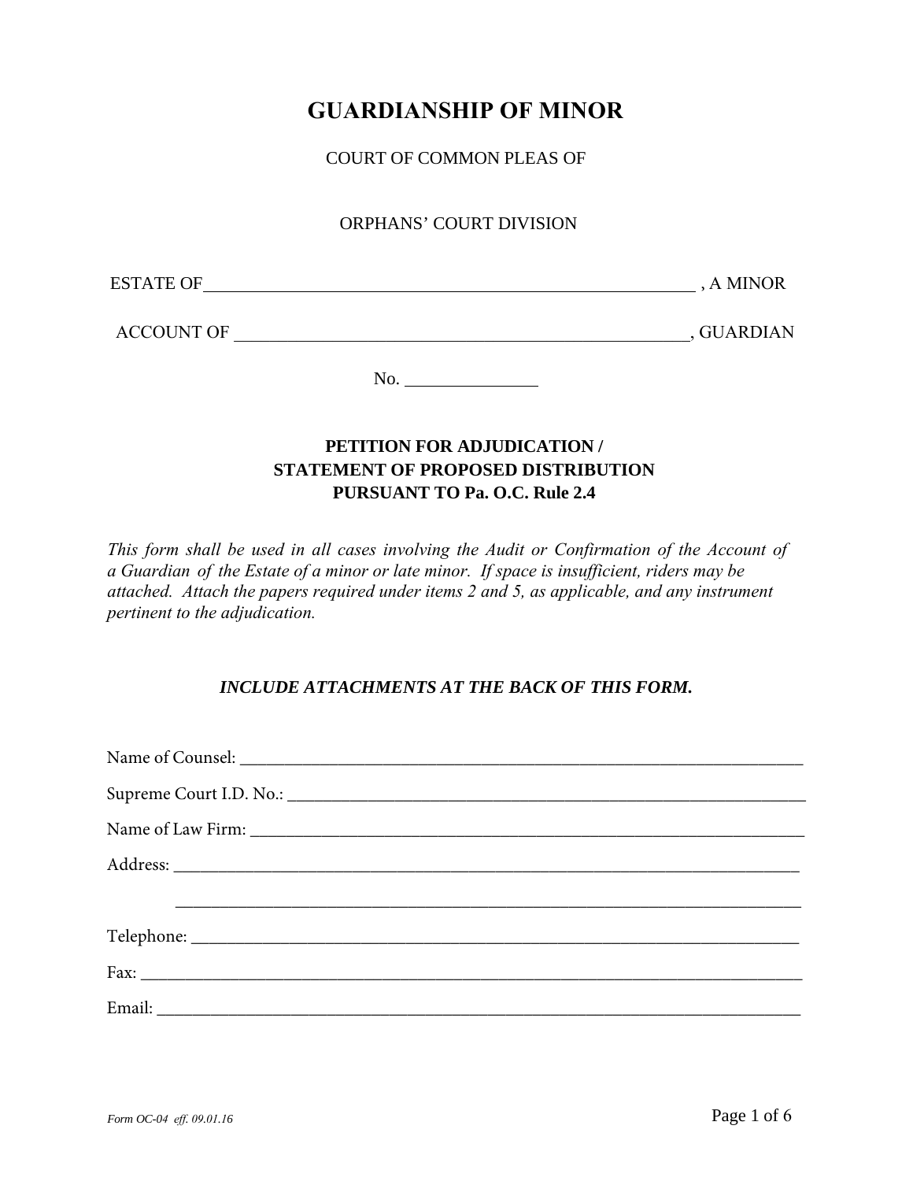# GUARDIANSHIP OF MINOR

COURT OF COMMON PLEAS OF

ORPHANS' COURT DIVISION

ESTATE OF\_\_\_\_\_\_\_\_\_\_\_\_\_\_\_\_\_\_\_\_\_\_\_\_\_\_\_\_\_\_\_\_\_\_\_\_\_\_\_\_\_\_\_\_\_\_\_\_\_\_\_\_ , A MINOR

ACCOUNT OF \_\_\_\_\_\_\_\_\_\_\_\_\_\_\_\_\_\_\_\_\_\_\_\_\_\_\_\_\_\_\_\_\_\_\_\_\_\_\_\_\_\_\_\_\_\_\_\_\_\_\_, GUARDIAN

No. \_\_\_\_\_\_\_\_\_\_\_\_\_\_\_

**PETITION FOR ADJUDICATION /**
**STATEMENT OF PROPOSED DISTRIBUTION**
**PURSUANT TO Pa. O.C. Rule 2.4**

*This form shall be used in all cases involving the Audit or Confirmation of the Account of a Guardian of the Estate of a minor or late minor. If space is insufficient, riders may be attached. Attach the papers required under items 2 and 5, as applicable, and any instrument pertinent to the adjudication.*

***INCLUDE ATTACHMENTS AT THE BACK OF THIS FORM.***

Name of Counsel: \_\_\_\_\_\_\_\_\_\_\_\_\_\_\_\_\_\_\_\_\_\_\_\_\_\_\_\_\_\_\_\_\_\_\_\_\_\_\_\_\_\_\_\_\_\_\_\_\_\_\_\_\_\_\_\_\_\_\_\_\_\_

Supreme Court I.D. No.: \_\_\_\_\_\_\_\_\_\_\_\_\_\_\_\_\_\_\_\_\_\_\_\_\_\_\_\_\_\_\_\_\_\_\_\_\_\_\_\_\_\_\_\_\_\_\_\_\_\_\_\_\_\_\_\_

Name of Law Firm: \_\_\_\_\_\_\_\_\_\_\_\_\_\_\_\_\_\_\_\_\_\_\_\_\_\_\_\_\_\_\_\_\_\_\_\_\_\_\_\_\_\_\_\_\_\_\_\_\_\_\_\_\_\_\_\_\_\_\_\_\_

Address: \_\_\_\_\_\_\_\_\_\_\_\_\_\_\_\_\_\_\_\_\_\_\_\_\_\_\_\_\_\_\_\_\_\_\_\_\_\_\_\_\_\_\_\_\_\_\_\_\_\_\_\_\_\_\_\_\_\_\_\_\_\_\_\_\_\_\_\_

\_\_\_\_\_\_\_\_\_\_\_\_\_\_\_\_\_\_\_\_\_\_\_\_\_\_\_\_\_\_\_\_\_\_\_\_\_\_\_\_\_\_\_\_\_\_\_\_\_\_\_\_\_\_\_\_\_\_\_\_\_\_\_\_\_\_\_\_

Telephone: \_\_\_\_\_\_\_\_\_\_\_\_\_\_\_\_\_\_\_\_\_\_\_\_\_\_\_\_\_\_\_\_\_\_\_\_\_\_\_\_\_\_\_\_\_\_\_\_\_\_\_\_\_\_\_\_\_\_\_\_\_\_\_\_\_\_

Fax: \_\_\_\_\_\_\_\_\_\_\_\_\_\_\_\_\_\_\_\_\_\_\_\_\_\_\_\_\_\_\_\_\_\_\_\_\_\_\_\_\_\_\_\_\_\_\_\_\_\_\_\_\_\_\_\_\_\_\_\_\_\_\_\_\_\_\_\_\_\_\_\_

Email: \_\_\_\_\_\_\_\_\_\_\_\_\_\_\_\_\_\_\_\_\_\_\_\_\_\_\_\_\_\_\_\_\_\_\_\_\_\_\_\_\_\_\_\_\_\_\_\_\_\_\_\_\_\_\_\_\_\_\_\_\_\_\_\_\_\_\_\_\_

*Form OC-04 eff. 09.01.16*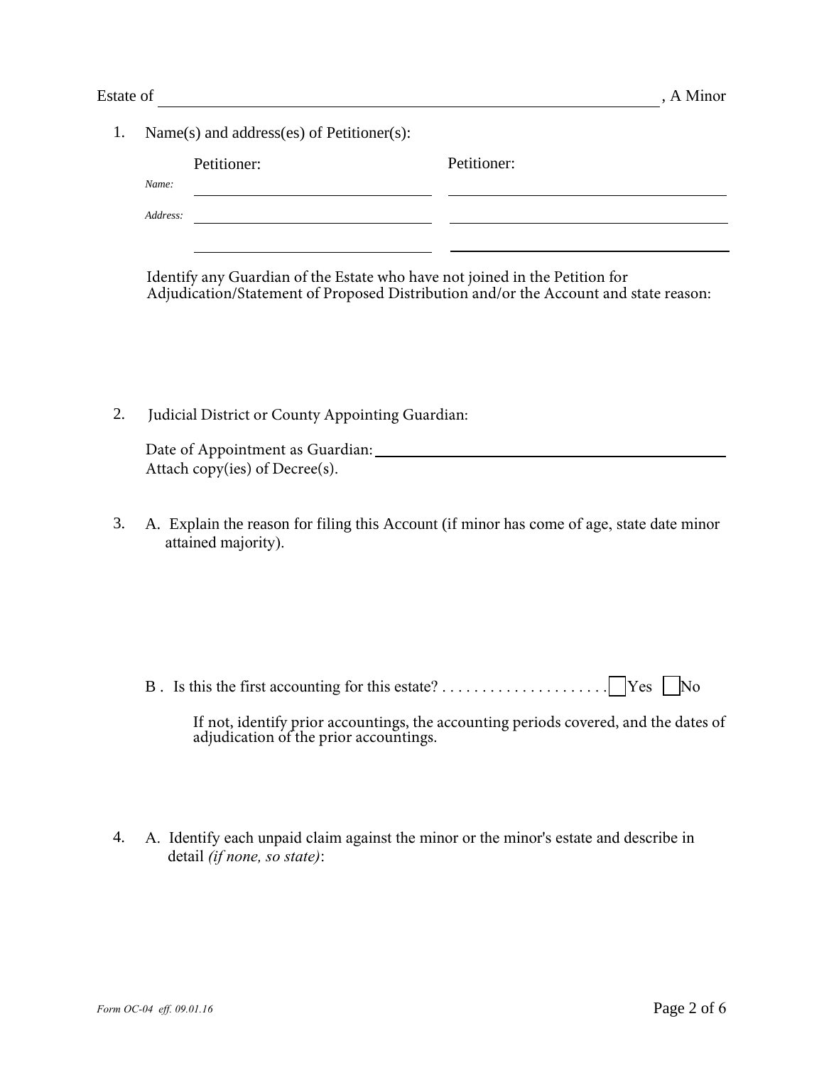Estate of ______________________________________________, A Minor

1. Name(s) and address(es) of Petitioner(s):

| | Petitioner: | Petitioner: |
|---|---|---|
| *Name:* | ____________________ | ____________________ |
| *Address:* | ____________________ | ____________________ |
| | ____________________ | ____________________ |

   Identify any Guardian of the Estate who have not joined in the Petition for Adjudication/Statement of Proposed Distribution and/or the Account and state reason:

2. Judicial District or County Appointing Guardian:

   Date of Appointment as Guardian: ______________________________
   Attach copy(ies) of Decree(s).

3. A. Explain the reason for filing this Account (if minor has come of age, state date minor attained majority).

   B . Is this the first accounting for this estate? . . . . . . . . . . . . . . . . . . . . . ☐ Yes ☐ No

   If not, identify prior accountings, the accounting periods covered, and the dates of adjudication of the prior accountings.

4. A. Identify each unpaid claim against the minor or the minor's estate and describe in detail *(if none, so state)*:

*Form OC-04 eff. 09.01.16*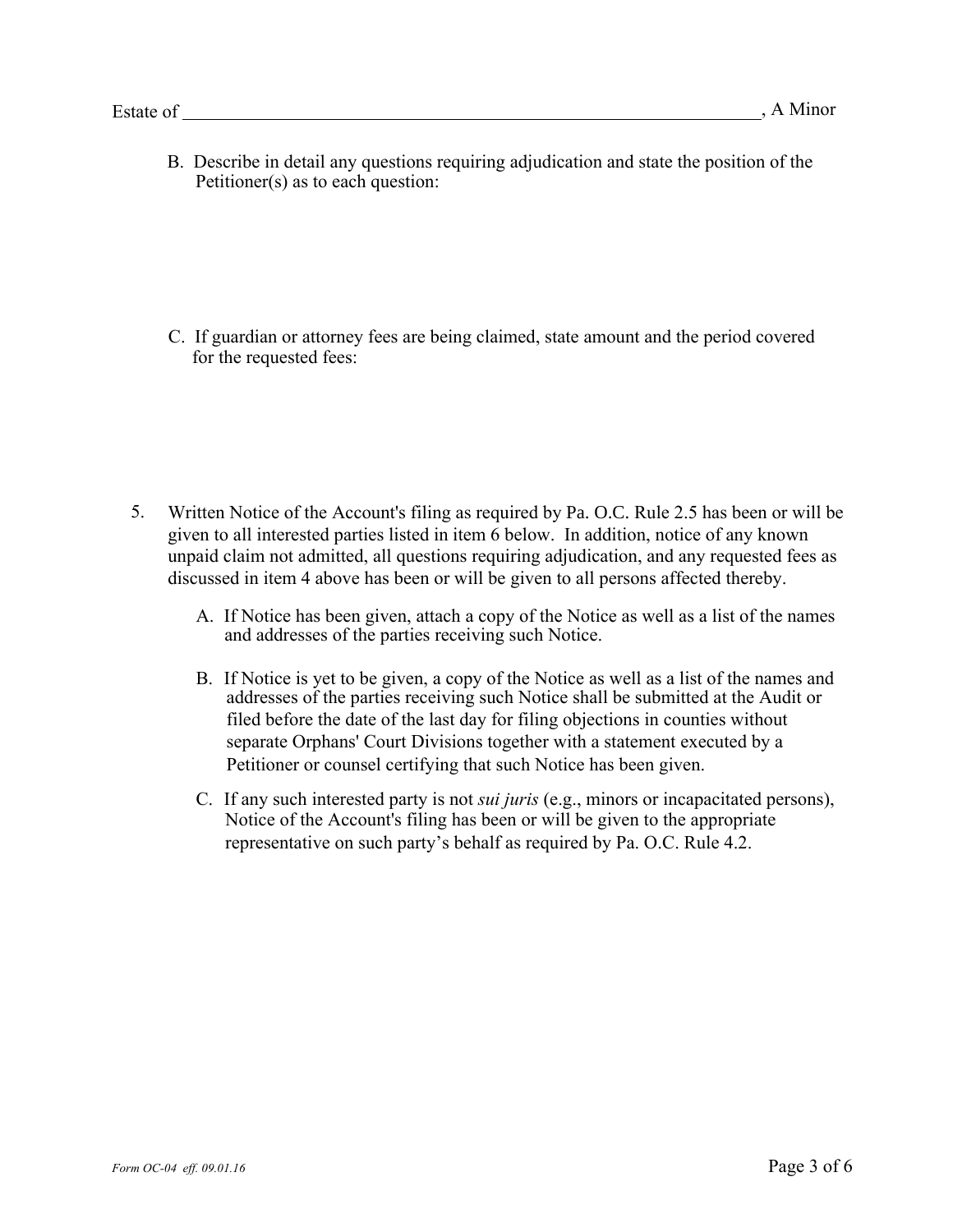Estate of ______________________________________________________________, A Minor

B. Describe in detail any questions requiring adjudication and state the position of the Petitioner(s) as to each question:

C. If guardian or attorney fees are being claimed, state amount and the period covered for the requested fees:

5. Written Notice of the Account's filing as required by Pa. O.C. Rule 2.5 has been or will be given to all interested parties listed in item 6 below. In addition, notice of any known unpaid claim not admitted, all questions requiring adjudication, and any requested fees as discussed in item 4 above has been or will be given to all persons affected thereby.

   A. If Notice has been given, attach a copy of the Notice as well as a list of the names and addresses of the parties receiving such Notice.

   B. If Notice is yet to be given, a copy of the Notice as well as a list of the names and addresses of the parties receiving such Notice shall be submitted at the Audit or filed before the date of the last day for filing objections in counties without separate Orphans' Court Divisions together with a statement executed by a Petitioner or counsel certifying that such Notice has been given.

   C. If any such interested party is not *sui juris* (e.g., minors or incapacitated persons), Notice of the Account's filing has been or will be given to the appropriate representative on such party's behalf as required by Pa. O.C. Rule 4.2.

*Form OC-04 eff. 09.01.16*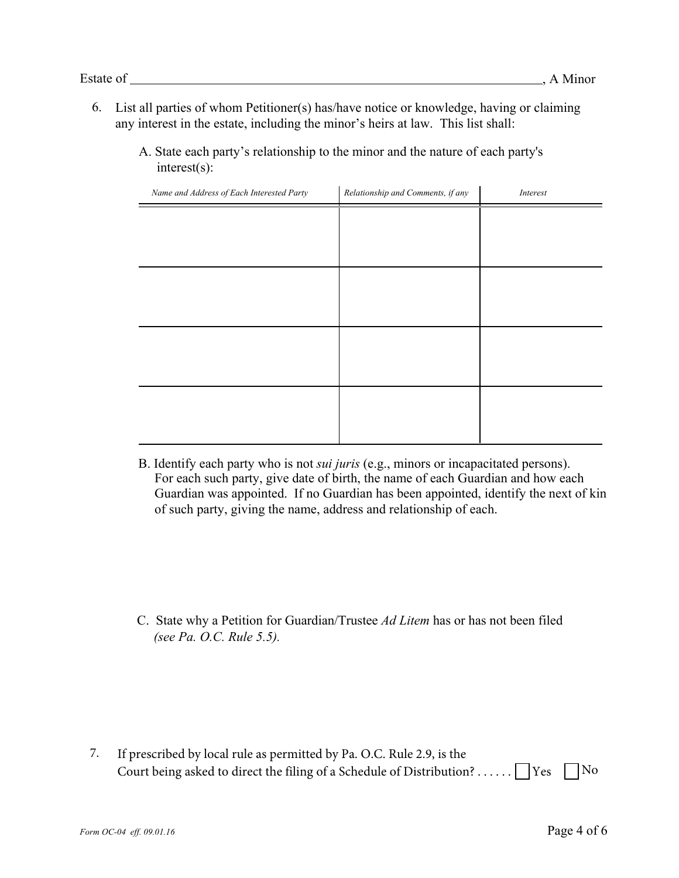Estate of ________________________________________________________________, A Minor

6. List all parties of whom Petitioner(s) has/have notice or knowledge, having or claiming any interest in the estate, including the minor's heirs at law. This list shall:

   A. State each party's relationship to the minor and the nature of each party's interest(s):

| *Name and Address of Each Interested Party* | *Relationship and Comments, if any* | *Interest* |
|---|---|---|
| | | |
| | | |
| | | |
| | | |

   B. Identify each party who is not *sui juris* (e.g., minors or incapacitated persons). For each such party, give date of birth, the name of each Guardian and how each Guardian was appointed. If no Guardian has been appointed, identify the next of kin of such party, giving the name, address and relationship of each.

   C. State why a Petition for Guardian/Trustee *Ad Litem* has or has not been filed *(see Pa. O.C. Rule 5.5).*

7. If prescribed by local rule as permitted by Pa. O.C. Rule 2.9, is the Court being asked to direct the filing of a Schedule of Distribution? . . . . . . ☐ Yes ☐ No

*Form OC-04 eff. 09.01.16*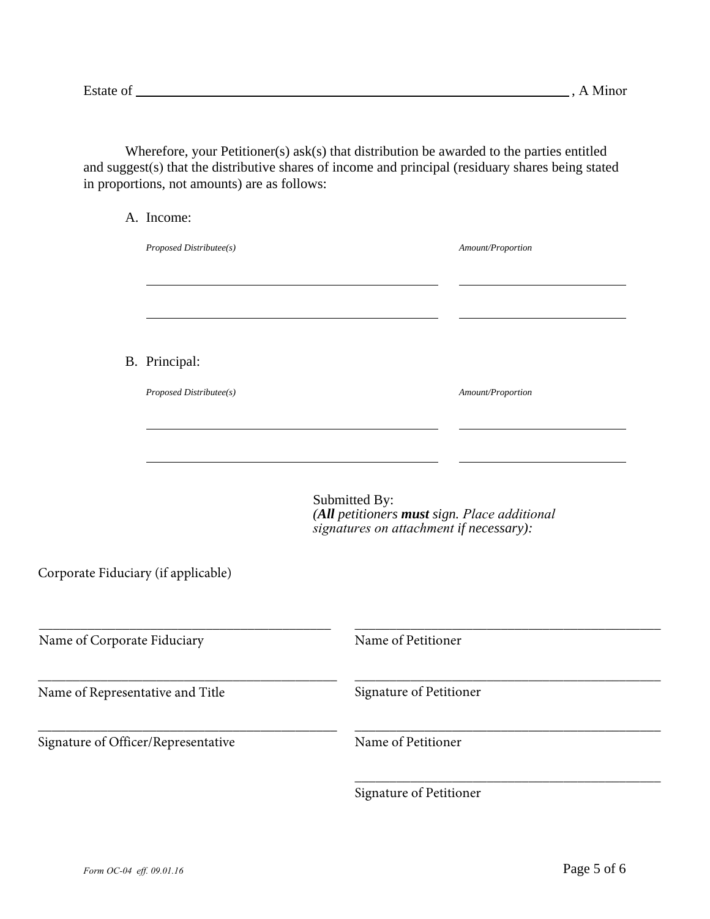Estate of ______________________________________________________ , A Minor

Wherefore, your Petitioner(s) ask(s) that distribution be awarded to the parties entitled and suggest(s) that the distributive shares of income and principal (residuary shares being stated in proportions, not amounts) are as follows:

A. Income:

| *Proposed Distributee(s)* | *Amount/Proportion* |
|---|---|
| ______________________________ | ____________________ |
| ______________________________ | ____________________ |

B. Principal:

| *Proposed Distributee(s)* | *Amount/Proportion* |
|---|---|
| ______________________________ | ____________________ |
| ______________________________ | ____________________ |

Submitted By:
*(**All** petitioners **must** sign. Place additional signatures on attachment if necessary):*

Corporate Fiduciary (if applicable)

| | |
|---|---|
| ______________________________ | ______________________________ |
| Name of Corporate Fiduciary | Name of Petitioner |
| ______________________________ | ______________________________ |
| Name of Representative and Title | Signature of Petitioner |
| ______________________________ | ______________________________ |
| Signature of Officer/Representative | Name of Petitioner |
| | ______________________________ |
| | Signature of Petitioner |

*Form OC-04 eff. 09.01.16*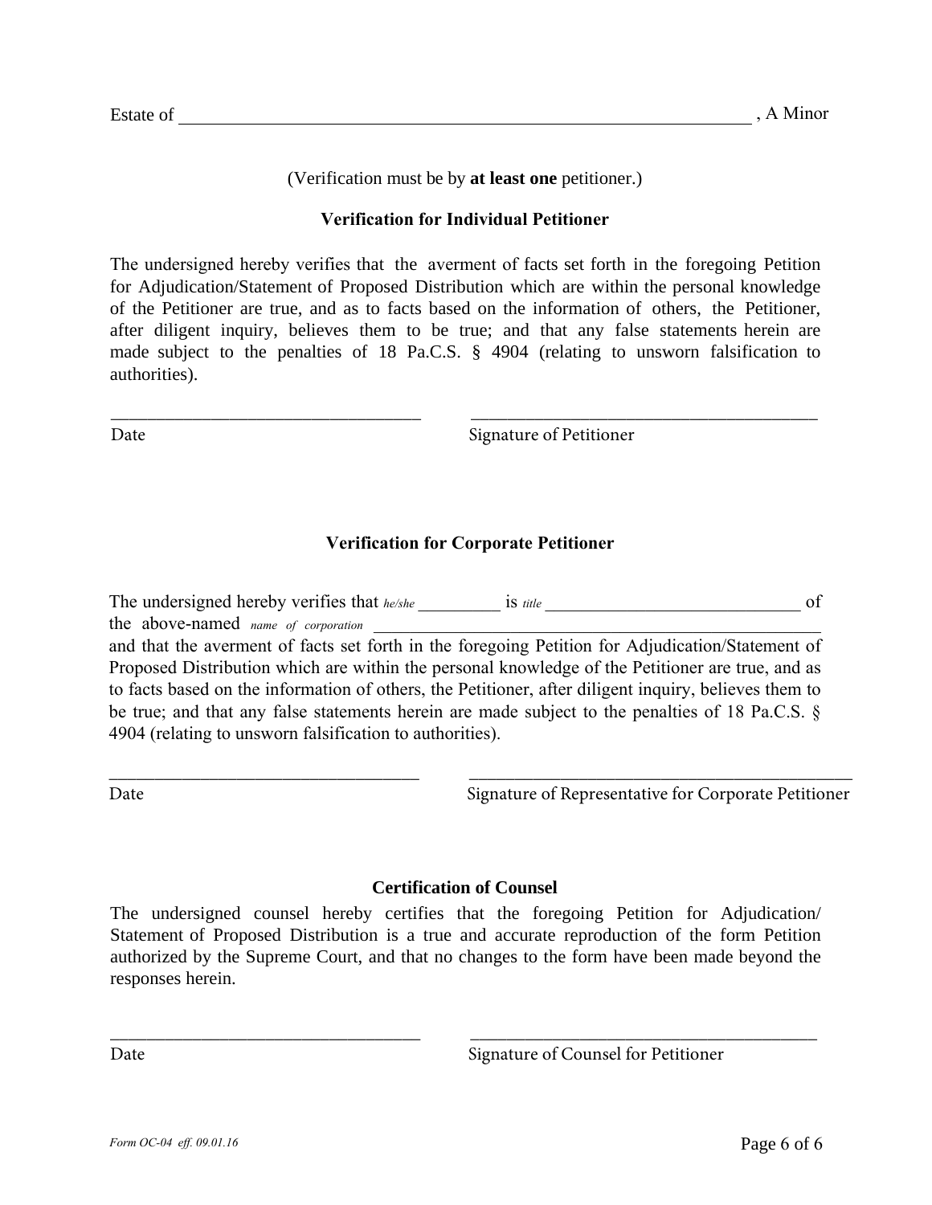Estate of ________________________________________________________________, A Minor

(Verification must be by **at least one** petitioner.)

**Verification for Individual Petitioner**

The undersigned hereby verifies that the averment of facts set forth in the foregoing Petition for Adjudication/Statement of Proposed Distribution which are within the personal knowledge of the Petitioner are true, and as to facts based on the information of others, the Petitioner, after diligent inquiry, believes them to be true; and that any false statements herein are made subject to the penalties of 18 Pa.C.S. § 4904 (relating to unsworn falsification to authorities).

___________________________________ ________________________________________

Date Signature of Petitioner

**Verification for Corporate Petitioner**

The undersigned hereby verifies that *he/she* __________ is *title* _____________________________ of the above-named *name of corporation* ____________________________________________________ and that the averment of facts set forth in the foregoing Petition for Adjudication/Statement of Proposed Distribution which are within the personal knowledge of the Petitioner are true, and as to facts based on the information of others, the Petitioner, after diligent inquiry, believes them to be true; and that any false statements herein are made subject to the penalties of 18 Pa.C.S. § 4904 (relating to unsworn falsification to authorities).

___________________________________ ____________________________________________

Date Signature of Representative for Corporate Petitioner

**Certification of Counsel**

The undersigned counsel hereby certifies that the foregoing Petition for Adjudication/ Statement of Proposed Distribution is a true and accurate reproduction of the form Petition authorized by the Supreme Court, and that no changes to the form have been made beyond the responses herein.

___________________________________ ________________________________________

Date Signature of Counsel for Petitioner

*Form OC-04 eff. 09.01.16*